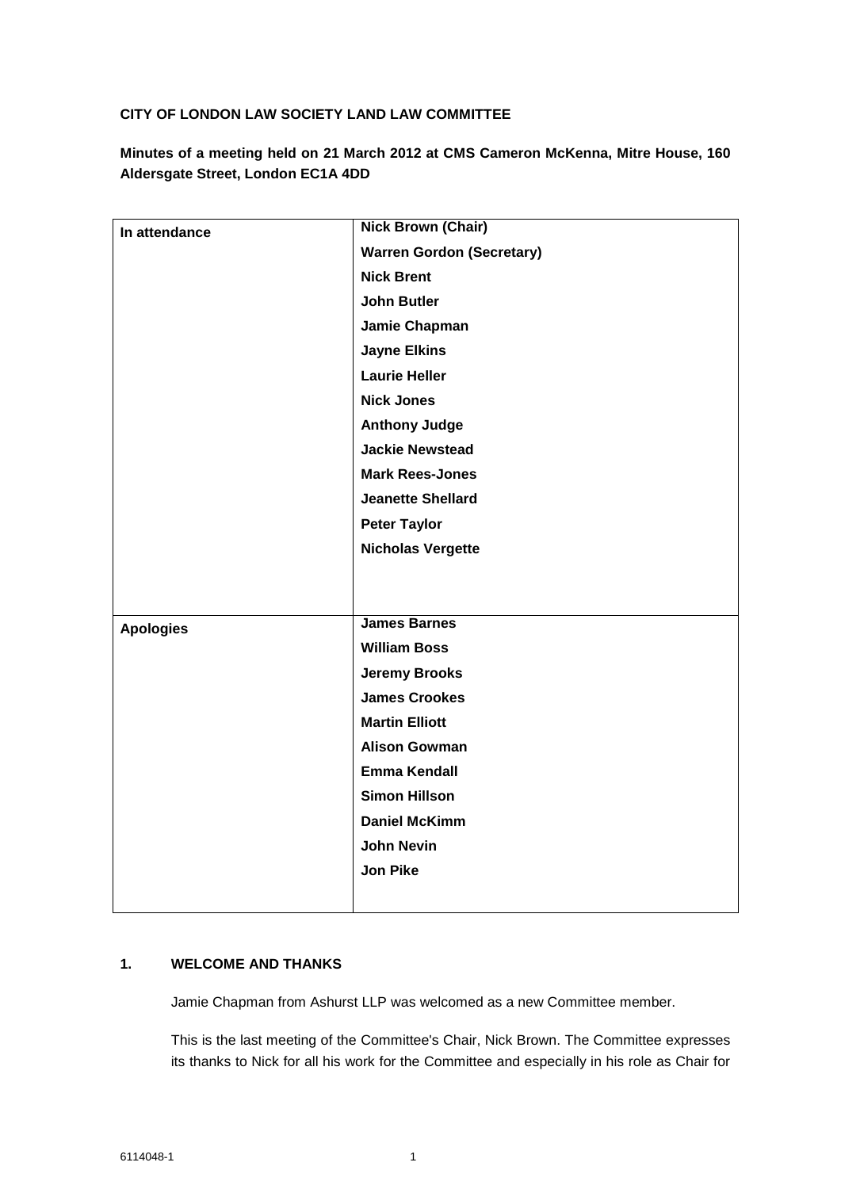**CITY OF LONDON LAW SOCIETY LAND LAW COMMITTEE**

**Minutes of a meeting held on 21 March 2012 at CMS Cameron McKenna, Mitre House, 160 Aldersgate Street, London EC1A 4DD**

| | |
|---|---|
| **In attendance** | **Nick Brown (Chair)**<br>**Warren Gordon (Secretary)**<br>**Nick Brent**<br>**John Butler**<br>**Jamie Chapman**<br>**Jayne Elkins**<br>**Laurie Heller**<br>**Nick Jones**<br>**Anthony Judge**<br>**Jackie Newstead**<br>**Mark Rees-Jones**<br>**Jeanette Shellard**<br>**Peter Taylor**<br>**Nicholas Vergette** |
| **Apologies** | **James Barnes**<br>**William Boss**<br>**Jeremy Brooks**<br>**James Crookes**<br>**Martin Elliott**<br>**Alison Gowman**<br>**Emma Kendall**<br>**Simon Hillson**<br>**Daniel McKimm**<br>**John Nevin**<br>**Jon Pike** |

## 1. WELCOME AND THANKS

Jamie Chapman from Ashurst LLP was welcomed as a new Committee member.

This is the last meeting of the Committee's Chair, Nick Brown. The Committee expresses its thanks to Nick for all his work for the Committee and especially in his role as Chair for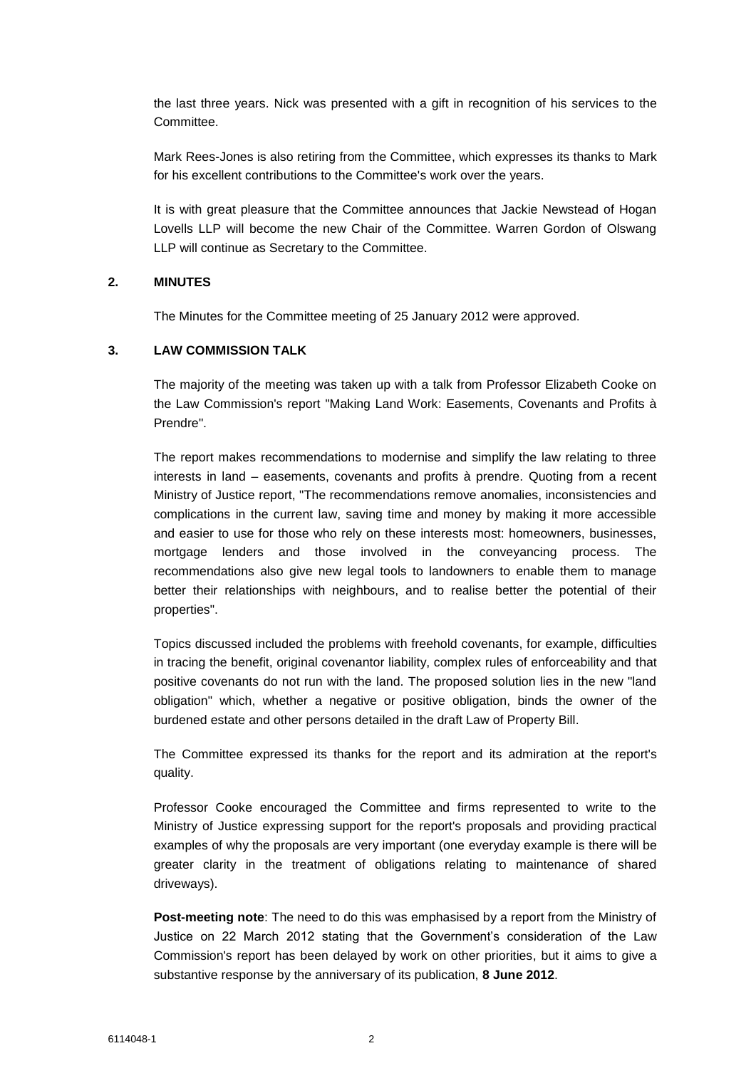the last three years. Nick was presented with a gift in recognition of his services to the Committee.

Mark Rees-Jones is also retiring from the Committee, which expresses its thanks to Mark for his excellent contributions to the Committee's work over the years.

It is with great pleasure that the Committee announces that Jackie Newstead of Hogan Lovells LLP will become the new Chair of the Committee. Warren Gordon of Olswang LLP will continue as Secretary to the Committee.

## 2. MINUTES

The Minutes for the Committee meeting of 25 January 2012 were approved.

## 3. LAW COMMISSION TALK

The majority of the meeting was taken up with a talk from Professor Elizabeth Cooke on the Law Commission's report "Making Land Work: Easements, Covenants and Profits à Prendre".

The report makes recommendations to modernise and simplify the law relating to three interests in land – easements, covenants and profits à prendre. Quoting from a recent Ministry of Justice report, "The recommendations remove anomalies, inconsistencies and complications in the current law, saving time and money by making it more accessible and easier to use for those who rely on these interests most: homeowners, businesses, mortgage lenders and those involved in the conveyancing process. The recommendations also give new legal tools to landowners to enable them to manage better their relationships with neighbours, and to realise better the potential of their properties".

Topics discussed included the problems with freehold covenants, for example, difficulties in tracing the benefit, original covenantor liability, complex rules of enforceability and that positive covenants do not run with the land. The proposed solution lies in the new "land obligation" which, whether a negative or positive obligation, binds the owner of the burdened estate and other persons detailed in the draft Law of Property Bill.

The Committee expressed its thanks for the report and its admiration at the report's quality.

Professor Cooke encouraged the Committee and firms represented to write to the Ministry of Justice expressing support for the report's proposals and providing practical examples of why the proposals are very important (one everyday example is there will be greater clarity in the treatment of obligations relating to maintenance of shared driveways).

**Post-meeting note**: The need to do this was emphasised by a report from the Ministry of Justice on 22 March 2012 stating that the Government's consideration of the Law Commission's report has been delayed by work on other priorities, but it aims to give a substantive response by the anniversary of its publication, **8 June 2012**.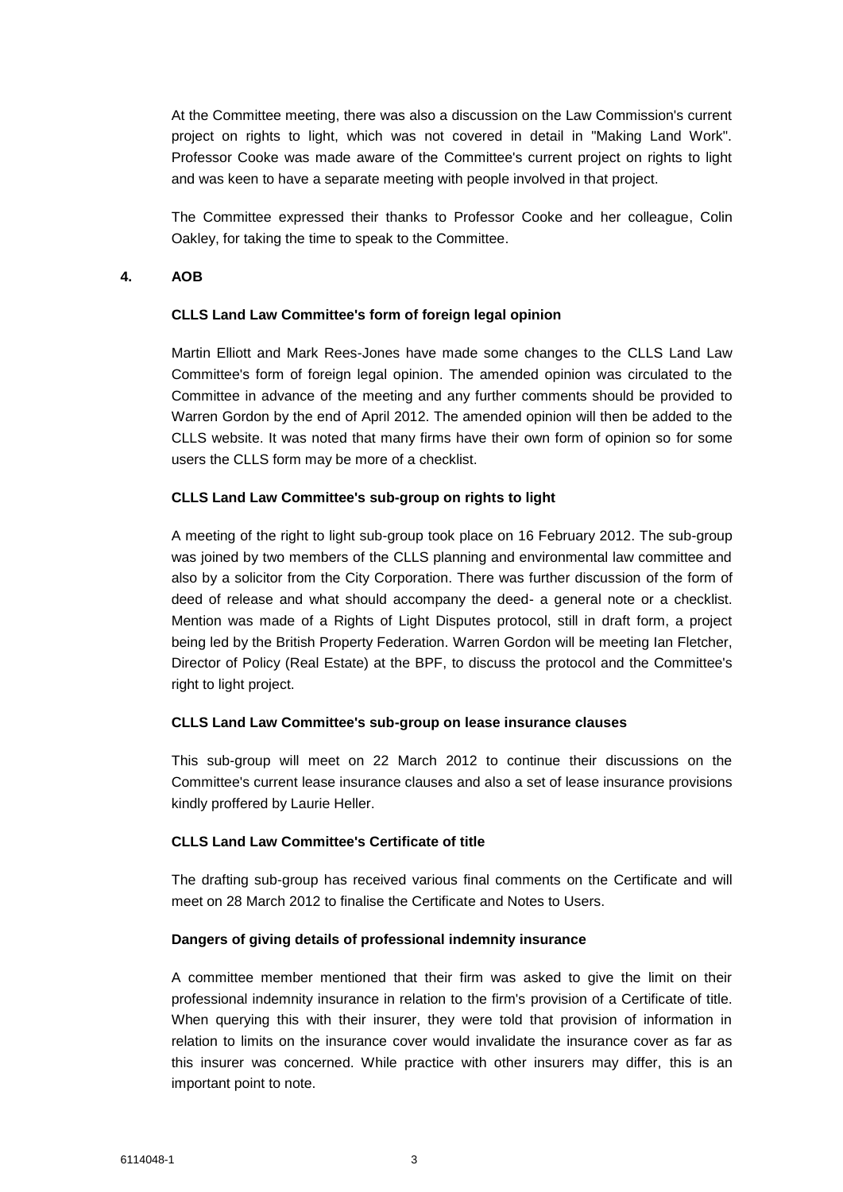At the Committee meeting, there was also a discussion on the Law Commission's current project on rights to light, which was not covered in detail in "Making Land Work". Professor Cooke was made aware of the Committee's current project on rights to light and was keen to have a separate meeting with people involved in that project.

The Committee expressed their thanks to Professor Cooke and her colleague, Colin Oakley, for taking the time to speak to the Committee.

## 4. AOB

**CLLS Land Law Committee's form of foreign legal opinion**

Martin Elliott and Mark Rees-Jones have made some changes to the CLLS Land Law Committee's form of foreign legal opinion. The amended opinion was circulated to the Committee in advance of the meeting and any further comments should be provided to Warren Gordon by the end of April 2012. The amended opinion will then be added to the CLLS website. It was noted that many firms have their own form of opinion so for some users the CLLS form may be more of a checklist.

**CLLS Land Law Committee's sub-group on rights to light**

A meeting of the right to light sub-group took place on 16 February 2012. The sub-group was joined by two members of the CLLS planning and environmental law committee and also by a solicitor from the City Corporation. There was further discussion of the form of deed of release and what should accompany the deed- a general note or a checklist. Mention was made of a Rights of Light Disputes protocol, still in draft form, a project being led by the British Property Federation. Warren Gordon will be meeting Ian Fletcher, Director of Policy (Real Estate) at the BPF, to discuss the protocol and the Committee's right to light project.

**CLLS Land Law Committee's sub-group on lease insurance clauses**

This sub-group will meet on 22 March 2012 to continue their discussions on the Committee's current lease insurance clauses and also a set of lease insurance provisions kindly proffered by Laurie Heller.

**CLLS Land Law Committee's Certificate of title**

The drafting sub-group has received various final comments on the Certificate and will meet on 28 March 2012 to finalise the Certificate and Notes to Users.

**Dangers of giving details of professional indemnity insurance**

A committee member mentioned that their firm was asked to give the limit on their professional indemnity insurance in relation to the firm's provision of a Certificate of title. When querying this with their insurer, they were told that provision of information in relation to limits on the insurance cover would invalidate the insurance cover as far as this insurer was concerned. While practice with other insurers may differ, this is an important point to note.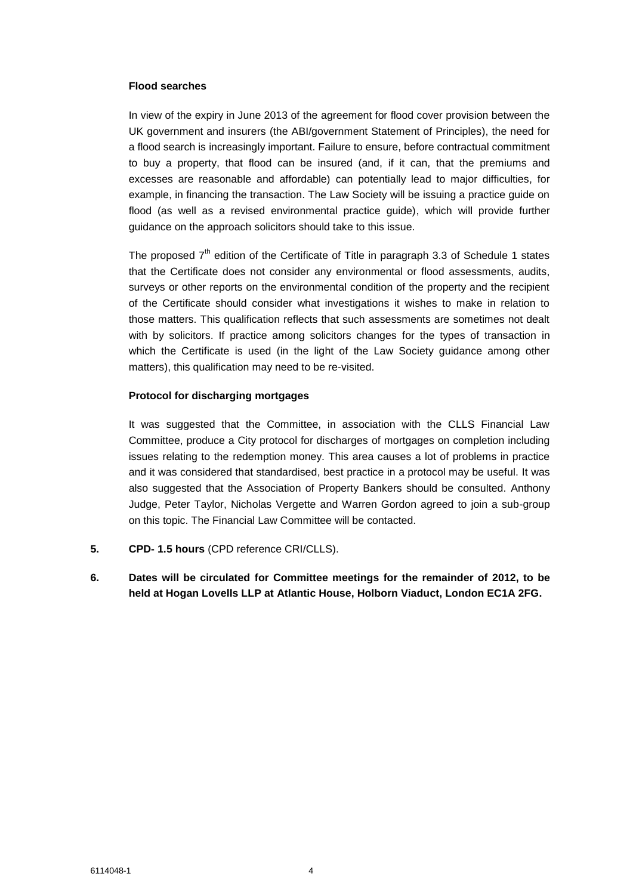**Flood searches**

In view of the expiry in June 2013 of the agreement for flood cover provision between the UK government and insurers (the ABI/government Statement of Principles), the need for a flood search is increasingly important. Failure to ensure, before contractual commitment to buy a property, that flood can be insured (and, if it can, that the premiums and excesses are reasonable and affordable) can potentially lead to major difficulties, for example, in financing the transaction. The Law Society will be issuing a practice guide on flood (as well as a revised environmental practice guide), which will provide further guidance on the approach solicitors should take to this issue.

The proposed 7th edition of the Certificate of Title in paragraph 3.3 of Schedule 1 states that the Certificate does not consider any environmental or flood assessments, audits, surveys or other reports on the environmental condition of the property and the recipient of the Certificate should consider what investigations it wishes to make in relation to those matters. This qualification reflects that such assessments are sometimes not dealt with by solicitors. If practice among solicitors changes for the types of transaction in which the Certificate is used (in the light of the Law Society guidance among other matters), this qualification may need to be re-visited.

**Protocol for discharging mortgages**

It was suggested that the Committee, in association with the CLLS Financial Law Committee, produce a City protocol for discharges of mortgages on completion including issues relating to the redemption money. This area causes a lot of problems in practice and it was considered that standardised, best practice in a protocol may be useful. It was also suggested that the Association of Property Bankers should be consulted. Anthony Judge, Peter Taylor, Nicholas Vergette and Warren Gordon agreed to join a sub-group on this topic. The Financial Law Committee will be contacted.

5. **CPD- 1.5 hours** (CPD reference CRI/CLLS).

6. **Dates will be circulated for Committee meetings for the remainder of 2012, to be held at Hogan Lovells LLP at Atlantic House, Holborn Viaduct, London EC1A 2FG.**

6114048-1